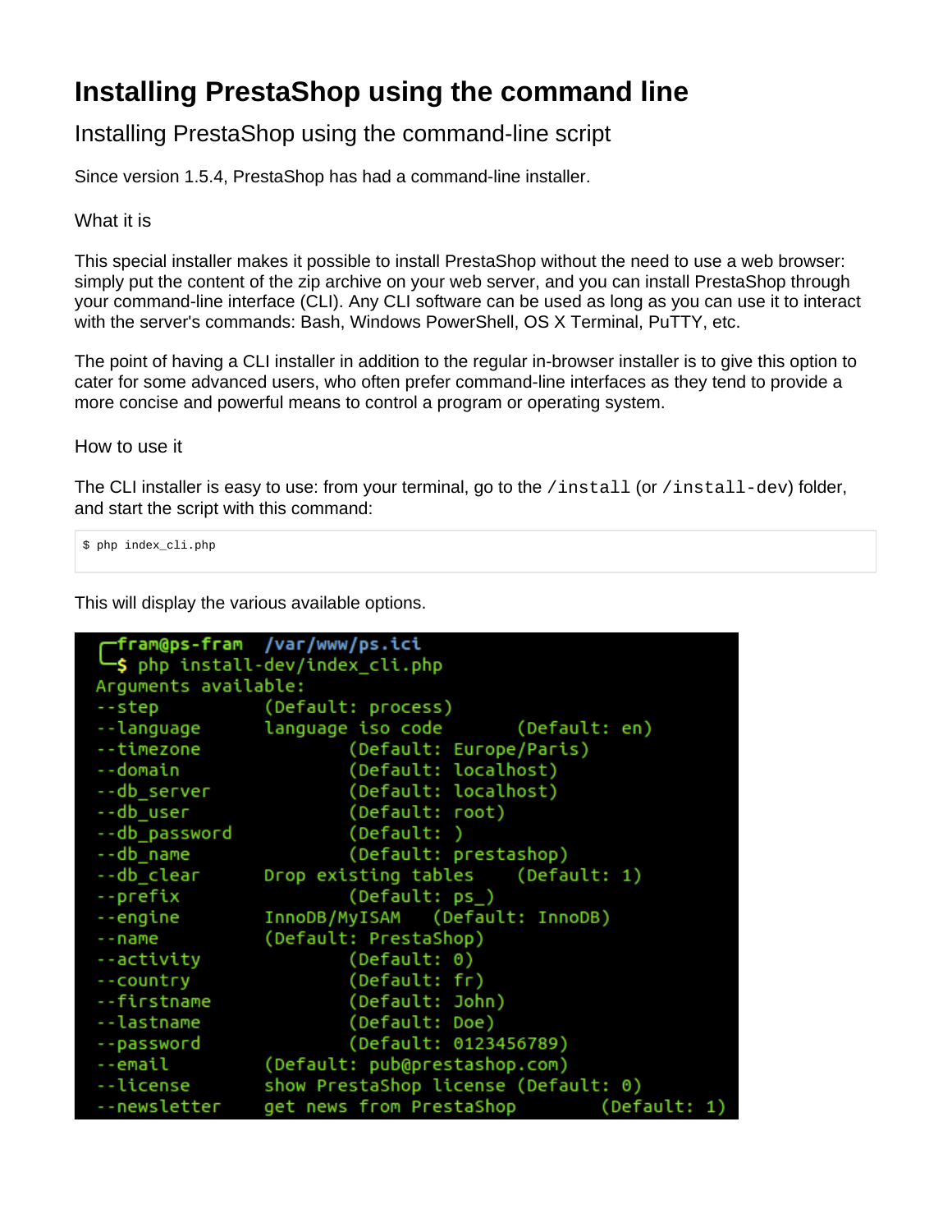# Installing PrestaShop using the command line

## Installing PrestaShop using the command-line script

Since version 1.5.4, PrestaShop has had a command-line installer.

### What it is

This special installer makes it possible to install PrestaShop without the need to use a web browser: simply put the content of the zip archive on your web server, and you can install PrestaShop through your command-line interface (CLI). Any CLI software can be used as long as you can use it to interact with the server's commands: Bash, Windows PowerShell, OS X Terminal, PuTTY, etc.

The point of having a CLI installer in addition to the regular in-browser installer is to give this option to cater for some advanced users, who often prefer command-line interfaces as they tend to provide a more concise and powerful means to control a program or operating system.

### How to use it

The CLI installer is easy to use: from your terminal, go to the `/install` (or `/install-dev`) folder, and start the script with this command:

```
$ php index_cli.php
```

This will display the various available options.

```
┌fram@ps-fram  /var/www/ps.ici
└$ php install-dev/index_cli.php
Arguments available:
--step          (Default: process)
--language      language iso code       (Default: en)
--timezone              (Default: Europe/Paris)
--domain                (Default: localhost)
--db_server             (Default: localhost)
--db_user               (Default: root)
--db_password           (Default: )
--db_name               (Default: prestashop)
--db_clear      Drop existing tables    (Default: 1)
--prefix                (Default: ps_)
--engine        InnoDB/MyISAM   (Default: InnoDB)
--name          (Default: PrestaShop)
--activity              (Default: 0)
--country               (Default: fr)
--firstname             (Default: John)
--lastname              (Default: Doe)
--password              (Default: 0123456789)
--email         (Default: pub@prestashop.com)
--license       show PrestaShop license (Default: 0)
--newsletter    get news from PrestaShop        (Default: 1)
```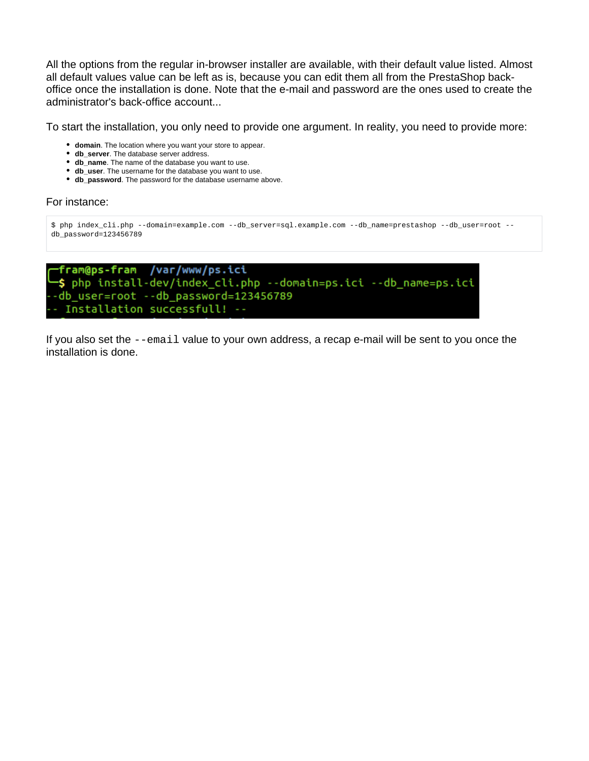All the options from the regular in-browser installer are available, with their default value listed. Almost all default values value can be left as is, because you can edit them all from the PrestaShop back-office once the installation is done. Note that the e-mail and password are the ones used to create the administrator's back-office account...

To start the installation, you only need to provide one argument. In reality, you need to provide more:

- **domain**. The location where you want your store to appear.
- **db_server**. The database server address.
- **db_name**. The name of the database you want to use.
- **db_user**. The username for the database you want to use.
- **db_password**. The password for the database username above.

For instance:

```
$ php index_cli.php --domain=example.com --db_server=sql.example.com --db_name=prestashop --db_user=root --db_password=123456789
```

```
┌─fram@ps-fram  /var/www/ps.ici
└─$ php install-dev/index_cli.php --domain=ps.ici --db_name=ps.ici
--db_user=root --db_password=123456789
-- Installation successfull! --
```

If you also set the `--email` value to your own address, a recap e-mail will be sent to you once the installation is done.